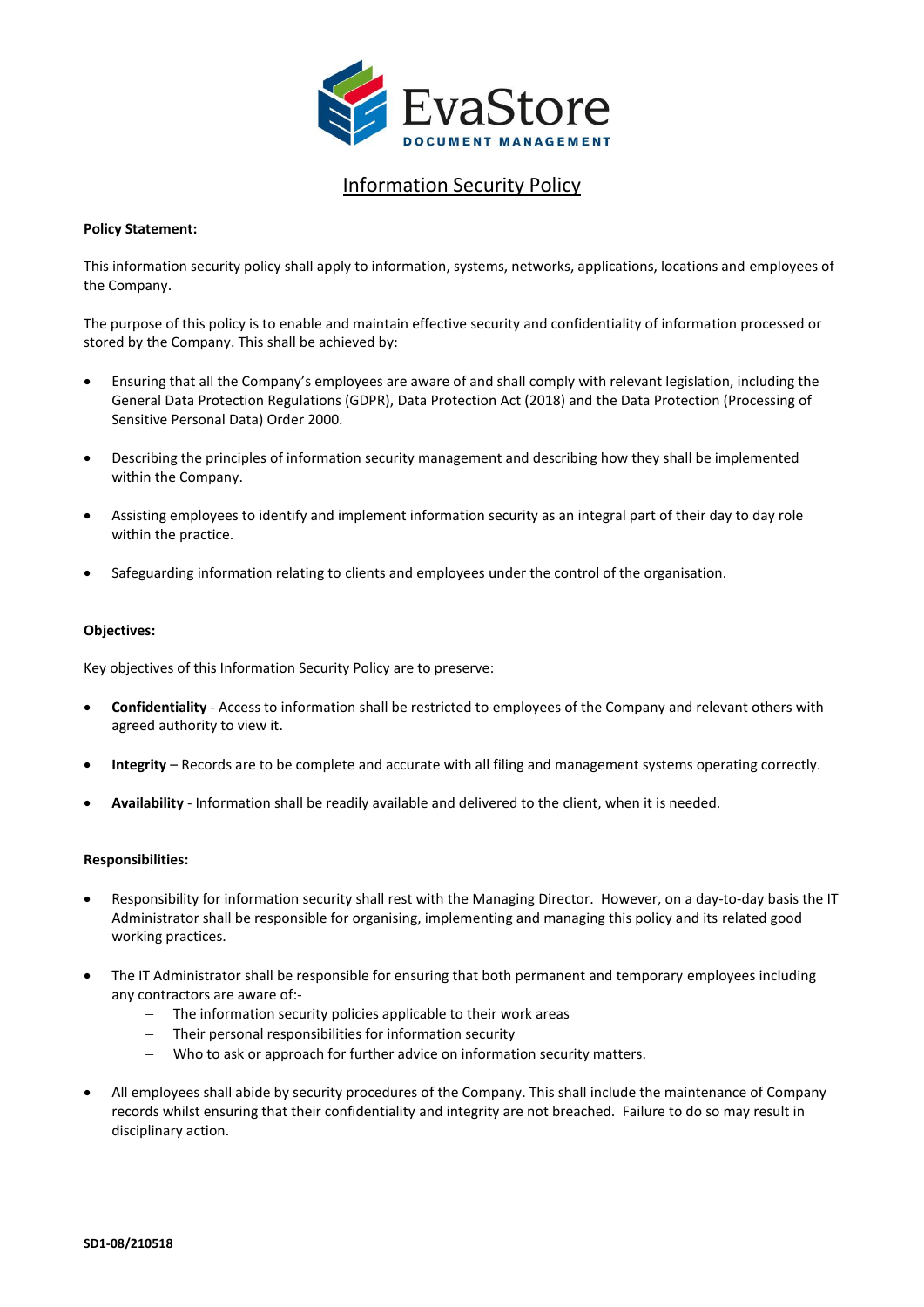# Information Security Policy

**Policy Statement:**

This information security policy shall apply to information, systems, networks, applications, locations and employees of the Company.

The purpose of this policy is to enable and maintain effective security and confidentiality of information processed or stored by the Company. This shall be achieved by:

- Ensuring that all the Company's employees are aware of and shall comply with relevant legislation, including the General Data Protection Regulations (GDPR), Data Protection Act (2018) and the Data Protection (Processing of Sensitive Personal Data) Order 2000.
- Describing the principles of information security management and describing how they shall be implemented within the Company.
- Assisting employees to identify and implement information security as an integral part of their day to day role within the practice.
- Safeguarding information relating to clients and employees under the control of the organisation.

**Objectives:**

Key objectives of this Information Security Policy are to preserve:

- **Confidentiality** - Access to information shall be restricted to employees of the Company and relevant others with agreed authority to view it.
- **Integrity** – Records are to be complete and accurate with all filing and management systems operating correctly.
- **Availability** - Information shall be readily available and delivered to the client, when it is needed.

**Responsibilities:**

- Responsibility for information security shall rest with the Managing Director. However, on a day-to-day basis the IT Administrator shall be responsible for organising, implementing and managing this policy and its related good working practices.
- The IT Administrator shall be responsible for ensuring that both permanent and temporary employees including any contractors are aware of:-
  - The information security policies applicable to their work areas
  - Their personal responsibilities for information security
  - Who to ask or approach for further advice on information security matters.
- All employees shall abide by security procedures of the Company. This shall include the maintenance of Company records whilst ensuring that their confidentiality and integrity are not breached. Failure to do so may result in disciplinary action.

**SD1-08/210518**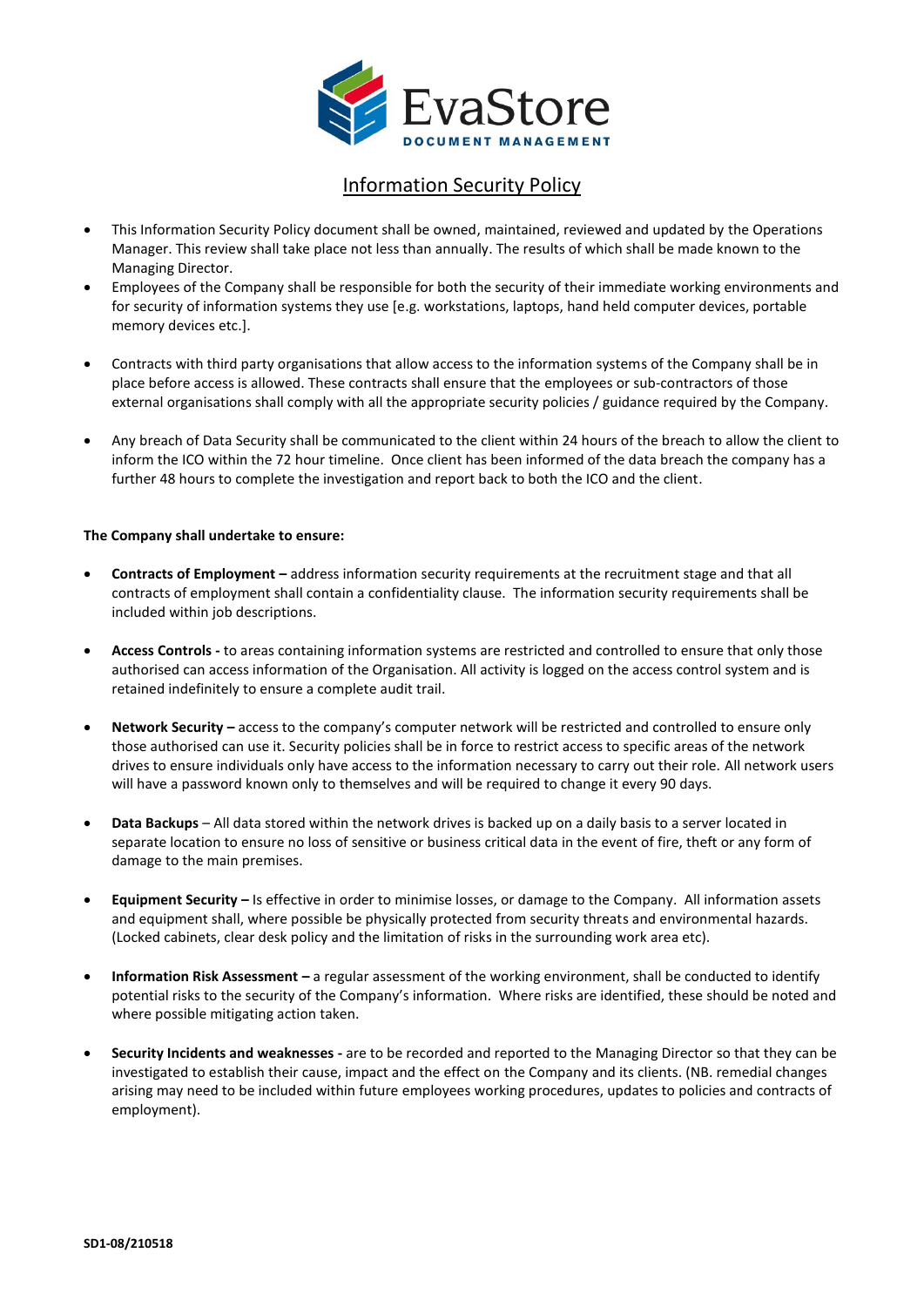EvaStore DOCUMENT MANAGEMENT

# Information Security Policy

- This Information Security Policy document shall be owned, maintained, reviewed and updated by the Operations Manager. This review shall take place not less than annually. The results of which shall be made known to the Managing Director.
- Employees of the Company shall be responsible for both the security of their immediate working environments and for security of information systems they use [e.g. workstations, laptops, hand held computer devices, portable memory devices etc.].
- Contracts with third party organisations that allow access to the information systems of the Company shall be in place before access is allowed. These contracts shall ensure that the employees or sub-contractors of those external organisations shall comply with all the appropriate security policies / guidance required by the Company.
- Any breach of Data Security shall be communicated to the client within 24 hours of the breach to allow the client to inform the ICO within the 72 hour timeline. Once client has been informed of the data breach the company has a further 48 hours to complete the investigation and report back to both the ICO and the client.

**The Company shall undertake to ensure:**

- **Contracts of Employment –** address information security requirements at the recruitment stage and that all contracts of employment shall contain a confidentiality clause. The information security requirements shall be included within job descriptions.
- **Access Controls -** to areas containing information systems are restricted and controlled to ensure that only those authorised can access information of the Organisation. All activity is logged on the access control system and is retained indefinitely to ensure a complete audit trail.
- **Network Security –** access to the company's computer network will be restricted and controlled to ensure only those authorised can use it. Security policies shall be in force to restrict access to specific areas of the network drives to ensure individuals only have access to the information necessary to carry out their role. All network users will have a password known only to themselves and will be required to change it every 90 days.
- **Data Backups** – All data stored within the network drives is backed up on a daily basis to a server located in separate location to ensure no loss of sensitive or business critical data in the event of fire, theft or any form of damage to the main premises.
- **Equipment Security –** Is effective in order to minimise losses, or damage to the Company. All information assets and equipment shall, where possible be physically protected from security threats and environmental hazards. (Locked cabinets, clear desk policy and the limitation of risks in the surrounding work area etc).
- **Information Risk Assessment –** a regular assessment of the working environment, shall be conducted to identify potential risks to the security of the Company's information. Where risks are identified, these should be noted and where possible mitigating action taken.
- **Security Incidents and weaknesses -** are to be recorded and reported to the Managing Director so that they can be investigated to establish their cause, impact and the effect on the Company and its clients. (NB. remedial changes arising may need to be included within future employees working procedures, updates to policies and contracts of employment).

SD1-08/210518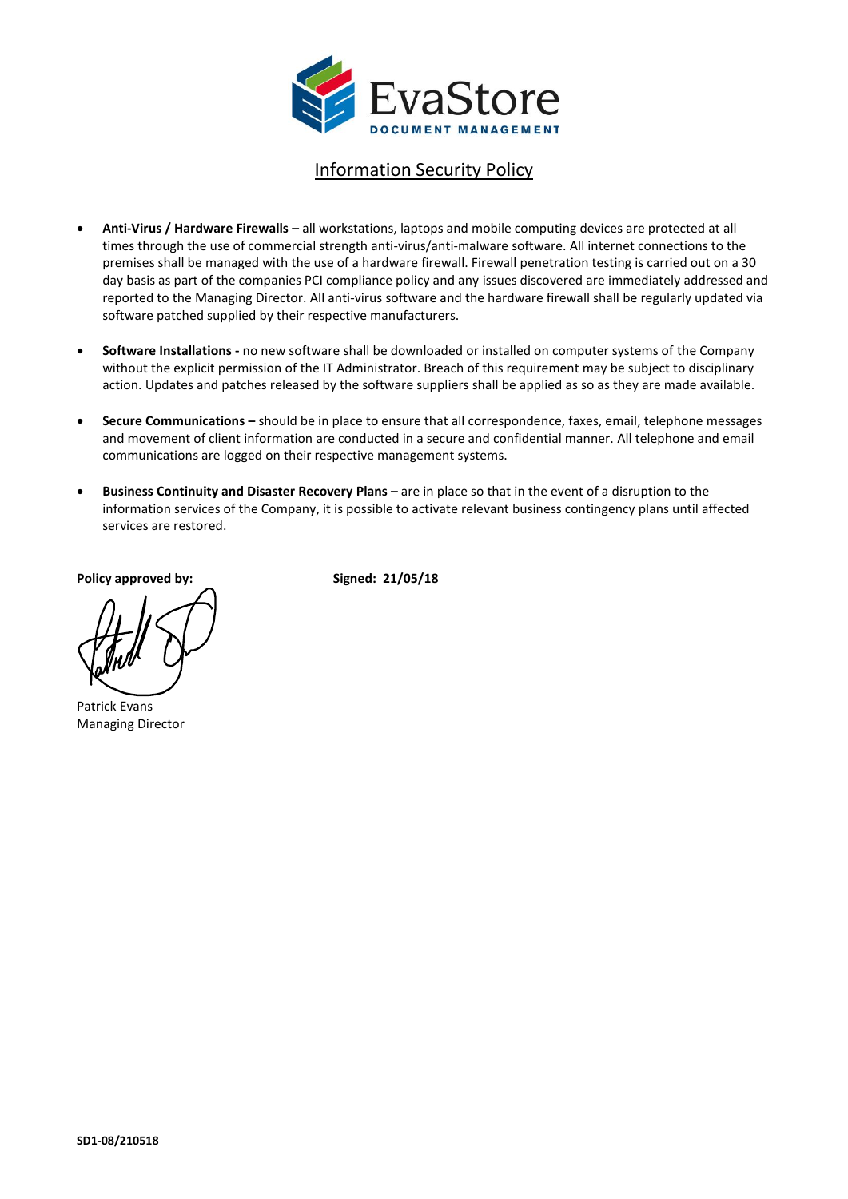EvaStore

DOCUMENT MANAGEMENT

# Information Security Policy

- **Anti-Virus / Hardware Firewalls –** all workstations, laptops and mobile computing devices are protected at all times through the use of commercial strength anti-virus/anti-malware software. All internet connections to the premises shall be managed with the use of a hardware firewall. Firewall penetration testing is carried out on a 30 day basis as part of the companies PCI compliance policy and any issues discovered are immediately addressed and reported to the Managing Director. All anti-virus software and the hardware firewall shall be regularly updated via software patched supplied by their respective manufacturers.

- **Software Installations -** no new software shall be downloaded or installed on computer systems of the Company without the explicit permission of the IT Administrator. Breach of this requirement may be subject to disciplinary action. Updates and patches released by the software suppliers shall be applied as so as they are made available.

- **Secure Communications –** should be in place to ensure that all correspondence, faxes, email, telephone messages and movement of client information are conducted in a secure and confidential manner. All telephone and email communications are logged on their respective management systems.

- **Business Continuity and Disaster Recovery Plans –** are in place so that in the event of a disruption to the information services of the Company, it is possible to activate relevant business contingency plans until affected services are restored.

**Policy approved by:** **Signed: 21/05/18**

Patrick Evans
Managing Director

**SD1-08/210518**